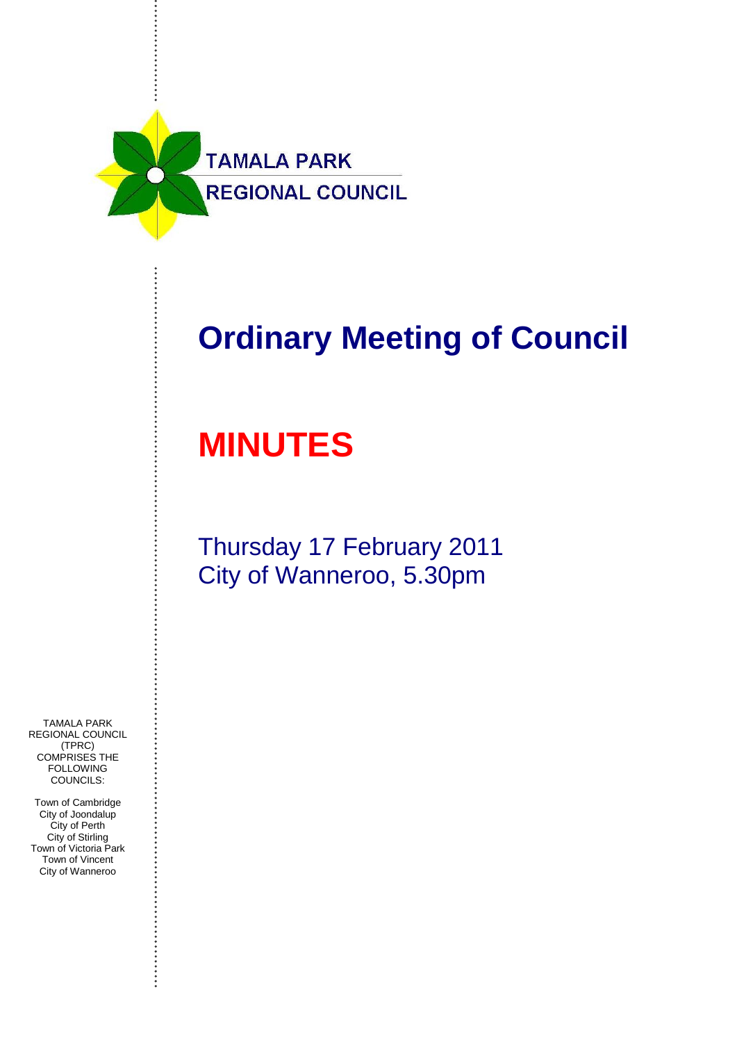TAMALA PARK
REGIONAL COUNCIL

# Ordinary Meeting of Council

# MINUTES

Thursday 17 February 2011
City of Wanneroo, 5.30pm

TAMALA PARK REGIONAL COUNCIL (TPRC) COMPRISES THE FOLLOWING COUNCILS:

Town of Cambridge
City of Joondalup
City of Perth
City of Stirling
Town of Victoria Park
Town of Vincent
City of Wanneroo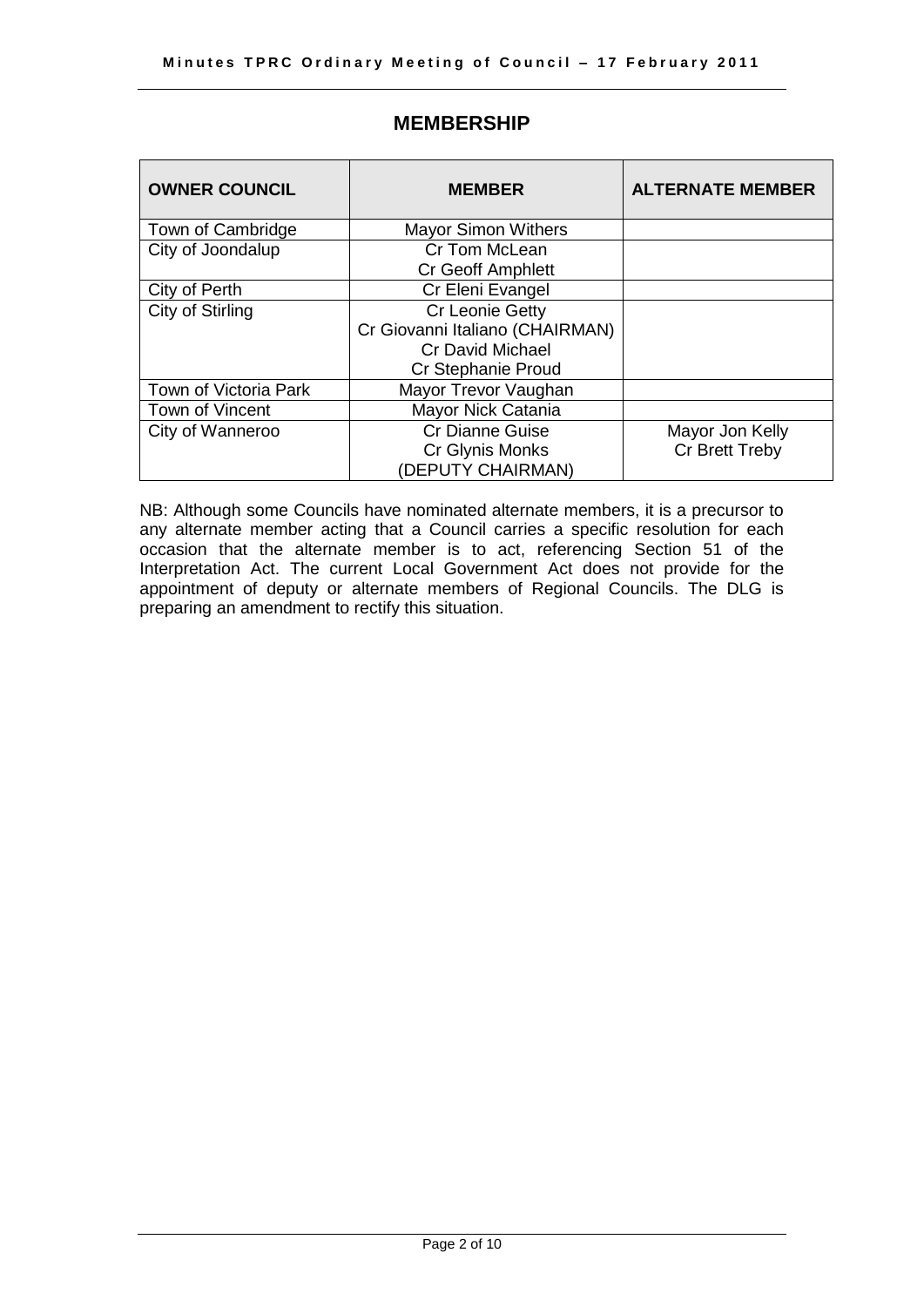## MEMBERSHIP

| OWNER COUNCIL | MEMBER | ALTERNATE MEMBER |
|---|---|---|
| Town of Cambridge | Mayor Simon Withers | |
| City of Joondalup | Cr Tom McLean<br>Cr Geoff Amphlett | |
| City of Perth | Cr Eleni Evangel | |
| City of Stirling | Cr Leonie Getty<br>Cr Giovanni Italiano (CHAIRMAN)<br>Cr David Michael<br>Cr Stephanie Proud | |
| Town of Victoria Park | Mayor Trevor Vaughan | |
| Town of Vincent | Mayor Nick Catania | |
| City of Wanneroo | Cr Dianne Guise<br>Cr Glynis Monks<br>(DEPUTY CHAIRMAN) | Mayor Jon Kelly<br>Cr Brett Treby |

NB: Although some Councils have nominated alternate members, it is a precursor to any alternate member acting that a Council carries a specific resolution for each occasion that the alternate member is to act, referencing Section 51 of the Interpretation Act. The current Local Government Act does not provide for the appointment of deputy or alternate members of Regional Councils. The DLG is preparing an amendment to rectify this situation.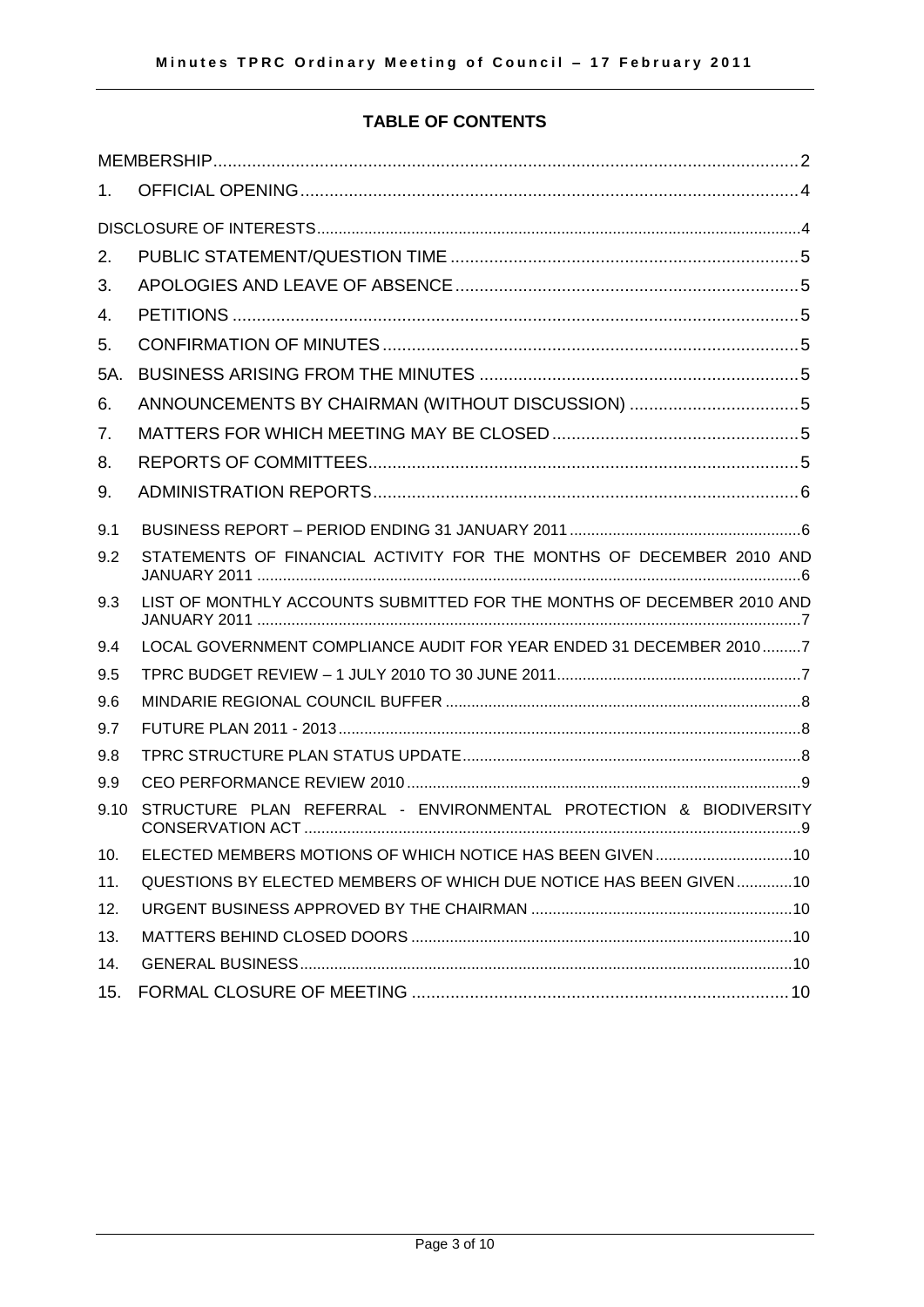## TABLE OF CONTENTS

| | | |
|---|---|---|
| MEMBERSHIP | | 2 |
| 1. | OFFICIAL OPENING | 4 |
| DISCLOSURE OF INTERESTS | | 4 |
| 2. | PUBLIC STATEMENT/QUESTION TIME | 5 |
| 3. | APOLOGIES AND LEAVE OF ABSENCE | 5 |
| 4. | PETITIONS | 5 |
| 5. | CONFIRMATION OF MINUTES | 5 |
| 5A. | BUSINESS ARISING FROM THE MINUTES | 5 |
| 6. | ANNOUNCEMENTS BY CHAIRMAN (WITHOUT DISCUSSION) | 5 |
| 7. | MATTERS FOR WHICH MEETING MAY BE CLOSED | 5 |
| 8. | REPORTS OF COMMITTEES | 5 |
| 9. | ADMINISTRATION REPORTS | 6 |
| 9.1 | BUSINESS REPORT – PERIOD ENDING 31 JANUARY 2011 | 6 |
| 9.2 | STATEMENTS OF FINANCIAL ACTIVITY FOR THE MONTHS OF DECEMBER 2010 AND JANUARY 2011 | 6 |
| 9.3 | LIST OF MONTHLY ACCOUNTS SUBMITTED FOR THE MONTHS OF DECEMBER 2010 AND JANUARY 2011 | 7 |
| 9.4 | LOCAL GOVERNMENT COMPLIANCE AUDIT FOR YEAR ENDED 31 DECEMBER 2010 | 7 |
| 9.5 | TPRC BUDGET REVIEW – 1 JULY 2010 TO 30 JUNE 2011 | 7 |
| 9.6 | MINDARIE REGIONAL COUNCIL BUFFER | 8 |
| 9.7 | FUTURE PLAN 2011 - 2013 | 8 |
| 9.8 | TPRC STRUCTURE PLAN STATUS UPDATE | 8 |
| 9.9 | CEO PERFORMANCE REVIEW 2010 | 9 |
| 9.10 | STRUCTURE PLAN REFERRAL - ENVIRONMENTAL PROTECTION & BIODIVERSITY CONSERVATION ACT | 9 |
| 10. | ELECTED MEMBERS MOTIONS OF WHICH NOTICE HAS BEEN GIVEN | 10 |
| 11. | QUESTIONS BY ELECTED MEMBERS OF WHICH DUE NOTICE HAS BEEN GIVEN | 10 |
| 12. | URGENT BUSINESS APPROVED BY THE CHAIRMAN | 10 |
| 13. | MATTERS BEHIND CLOSED DOORS | 10 |
| 14. | GENERAL BUSINESS | 10 |
| 15. | FORMAL CLOSURE OF MEETING | 10 |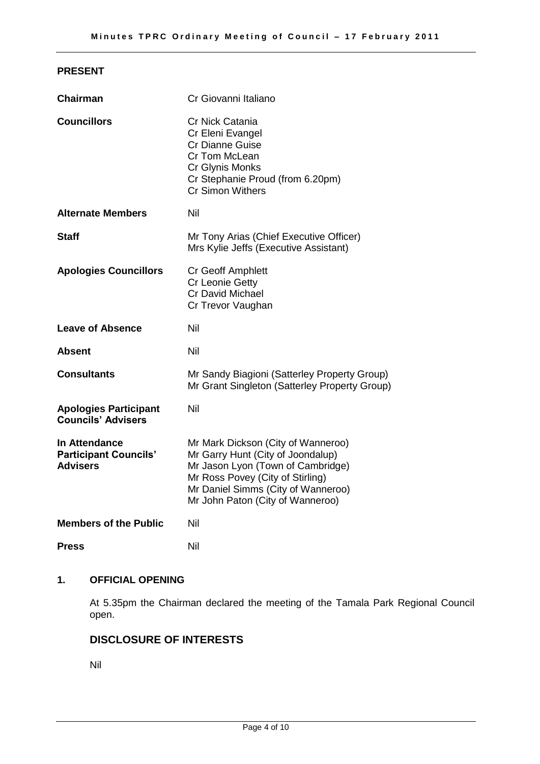## PRESENT

| | |
|---|---|
| **Chairman** | Cr Giovanni Italiano |
| **Councillors** | Cr Nick Catania<br>Cr Eleni Evangel<br>Cr Dianne Guise<br>Cr Tom McLean<br>Cr Glynis Monks<br>Cr Stephanie Proud (from 6.20pm)<br>Cr Simon Withers |
| **Alternate Members** | Nil |
| **Staff** | Mr Tony Arias (Chief Executive Officer)<br>Mrs Kylie Jeffs (Executive Assistant) |
| **Apologies Councillors** | Cr Geoff Amphlett<br>Cr Leonie Getty<br>Cr David Michael<br>Cr Trevor Vaughan |
| **Leave of Absence** | Nil |
| **Absent** | Nil |
| **Consultants** | Mr Sandy Biagioni (Satterley Property Group)<br>Mr Grant Singleton (Satterley Property Group) |
| **Apologies Participant Councils' Advisers** | Nil |
| **In Attendance Participant Councils' Advisers** | Mr Mark Dickson (City of Wanneroo)<br>Mr Garry Hunt (City of Joondalup)<br>Mr Jason Lyon (Town of Cambridge)<br>Mr Ross Povey (City of Stirling)<br>Mr Daniel Simms (City of Wanneroo)<br>Mr John Paton (City of Wanneroo) |
| **Members of the Public** | Nil |
| **Press** | Nil |

## 1. OFFICIAL OPENING

At 5.35pm the Chairman declared the meeting of the Tamala Park Regional Council open.

## DISCLOSURE OF INTERESTS

Nil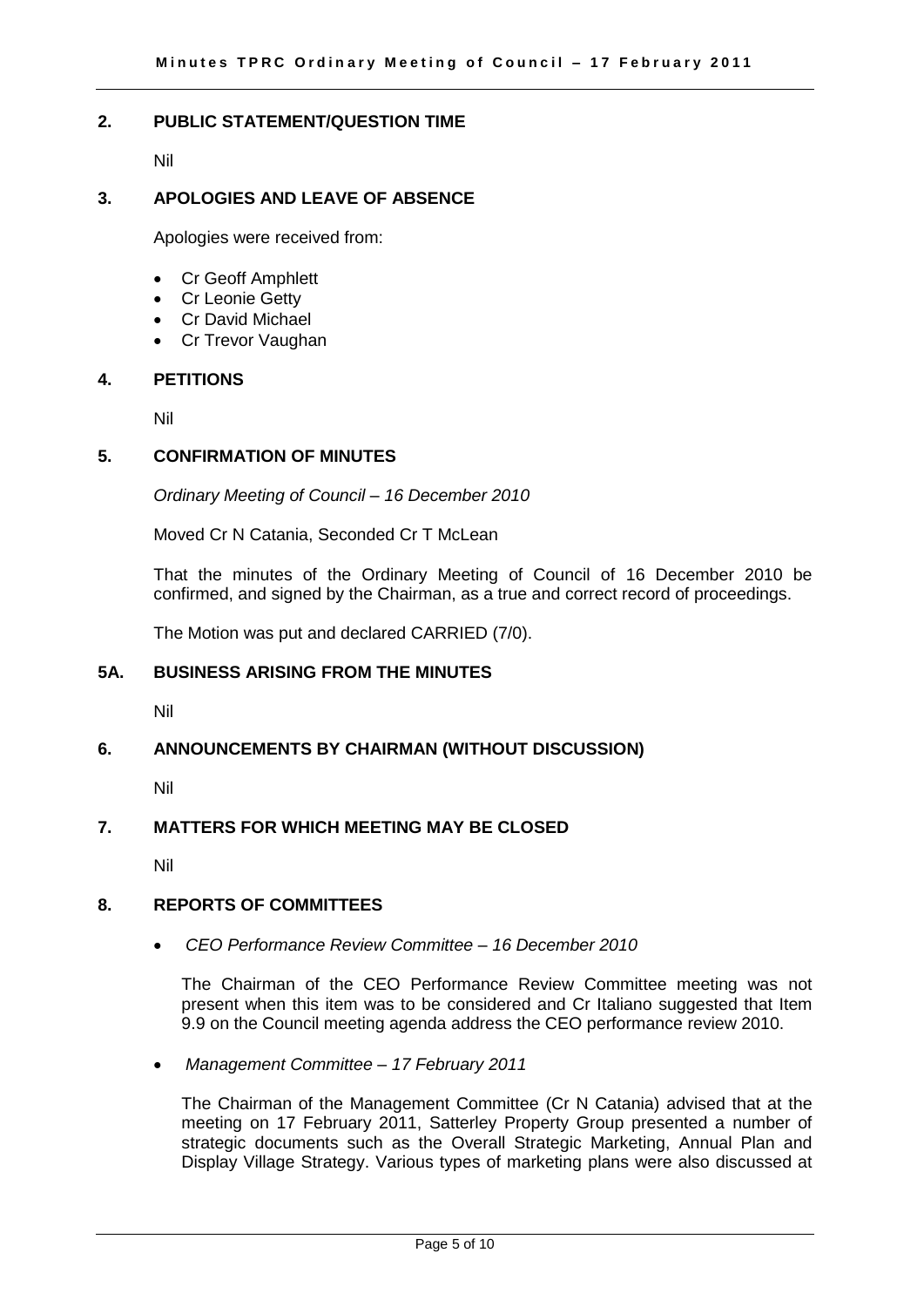## 2. PUBLIC STATEMENT/QUESTION TIME

Nil

## 3. APOLOGIES AND LEAVE OF ABSENCE

Apologies were received from:

- Cr Geoff Amphlett
- Cr Leonie Getty
- Cr David Michael
- Cr Trevor Vaughan

## 4. PETITIONS

Nil

## 5. CONFIRMATION OF MINUTES

*Ordinary Meeting of Council – 16 December 2010*

Moved Cr N Catania, Seconded Cr T McLean

That the minutes of the Ordinary Meeting of Council of 16 December 2010 be confirmed, and signed by the Chairman, as a true and correct record of proceedings.

The Motion was put and declared CARRIED (7/0).

## 5A. BUSINESS ARISING FROM THE MINUTES

Nil

## 6. ANNOUNCEMENTS BY CHAIRMAN (WITHOUT DISCUSSION)

Nil

## 7. MATTERS FOR WHICH MEETING MAY BE CLOSED

Nil

## 8. REPORTS OF COMMITTEES

- *CEO Performance Review Committee – 16 December 2010*

  The Chairman of the CEO Performance Review Committee meeting was not present when this item was to be considered and Cr Italiano suggested that Item 9.9 on the Council meeting agenda address the CEO performance review 2010.

- *Management Committee – 17 February 2011*

  The Chairman of the Management Committee (Cr N Catania) advised that at the meeting on 17 February 2011, Satterley Property Group presented a number of strategic documents such as the Overall Strategic Marketing, Annual Plan and Display Village Strategy. Various types of marketing plans were also discussed at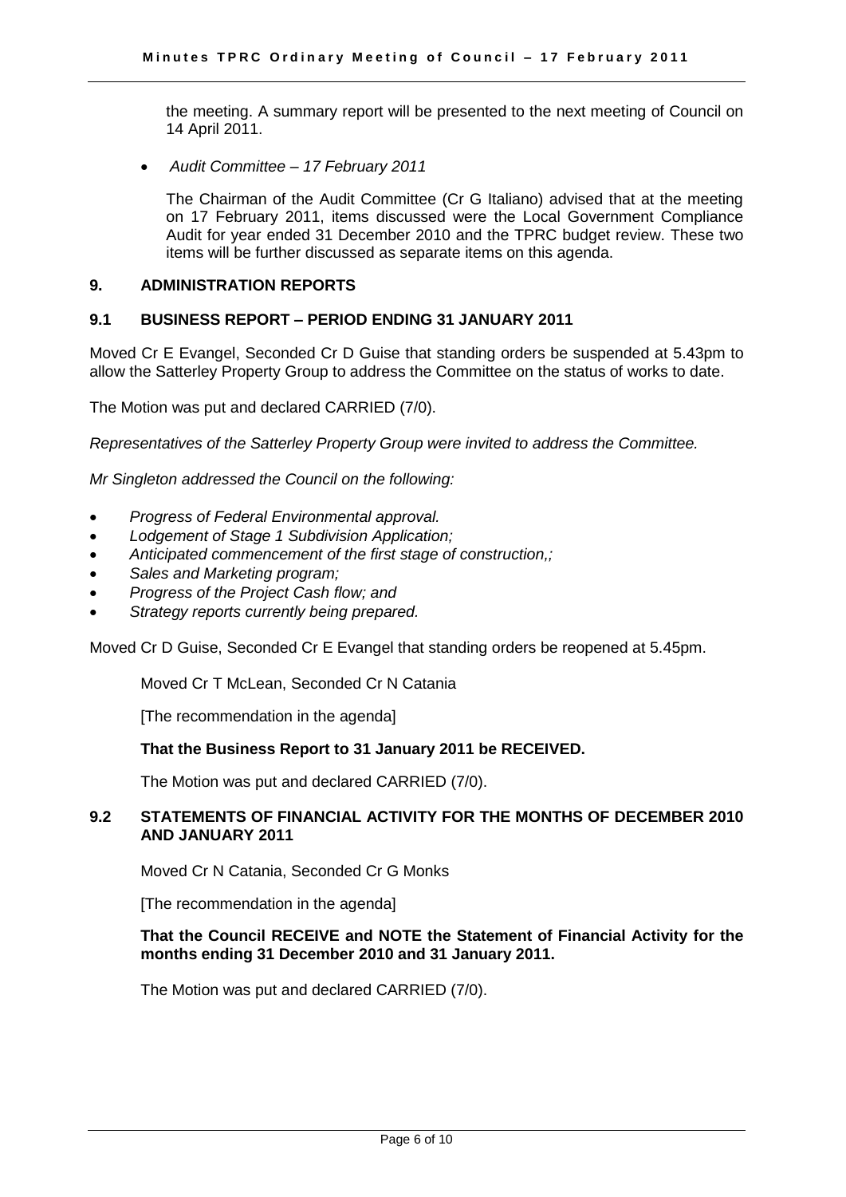the meeting. A summary report will be presented to the next meeting of Council on 14 April 2011.

- *Audit Committee – 17 February 2011*

The Chairman of the Audit Committee (Cr G Italiano) advised that at the meeting on 17 February 2011, items discussed were the Local Government Compliance Audit for year ended 31 December 2010 and the TPRC budget review. These two items will be further discussed as separate items on this agenda.

## 9. ADMINISTRATION REPORTS

### 9.1 BUSINESS REPORT – PERIOD ENDING 31 JANUARY 2011

Moved Cr E Evangel, Seconded Cr D Guise that standing orders be suspended at 5.43pm to allow the Satterley Property Group to address the Committee on the status of works to date.

The Motion was put and declared CARRIED (7/0).

*Representatives of the Satterley Property Group were invited to address the Committee.*

*Mr Singleton addressed the Council on the following:*

- *Progress of Federal Environmental approval.*
- *Lodgement of Stage 1 Subdivision Application;*
- *Anticipated commencement of the first stage of construction,;*
- *Sales and Marketing program;*
- *Progress of the Project Cash flow; and*
- *Strategy reports currently being prepared.*

Moved Cr D Guise, Seconded Cr E Evangel that standing orders be reopened at 5.45pm.

Moved Cr T McLean, Seconded Cr N Catania

[The recommendation in the agenda]

**That the Business Report to 31 January 2011 be RECEIVED.**

The Motion was put and declared CARRIED (7/0).

### 9.2 STATEMENTS OF FINANCIAL ACTIVITY FOR THE MONTHS OF DECEMBER 2010 AND JANUARY 2011

Moved Cr N Catania, Seconded Cr G Monks

[The recommendation in the agenda]

**That the Council RECEIVE and NOTE the Statement of Financial Activity for the months ending 31 December 2010 and 31 January 2011.**

The Motion was put and declared CARRIED (7/0).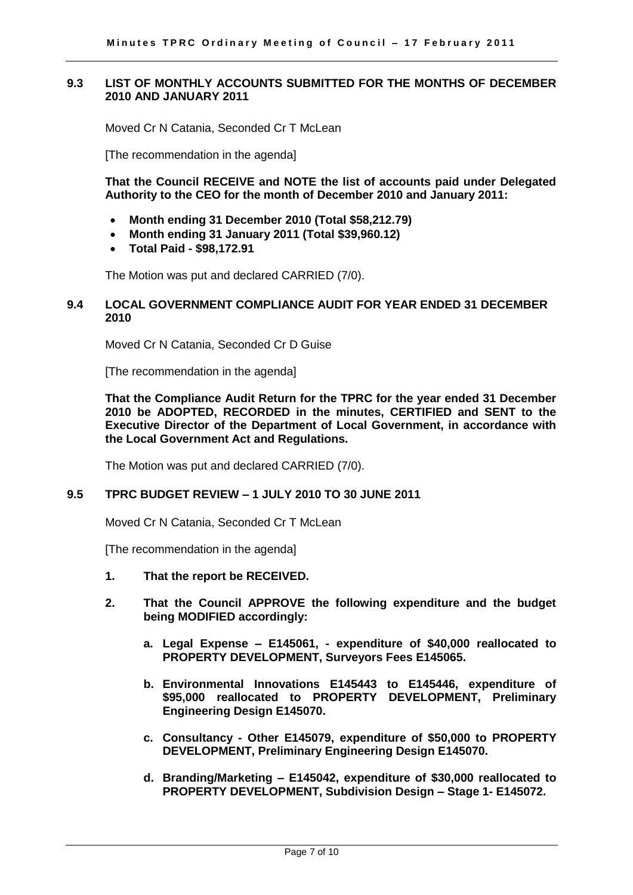### 9.3 LIST OF MONTHLY ACCOUNTS SUBMITTED FOR THE MONTHS OF DECEMBER 2010 AND JANUARY 2011

Moved Cr N Catania, Seconded Cr T McLean

[The recommendation in the agenda]

**That the Council RECEIVE and NOTE the list of accounts paid under Delegated Authority to the CEO for the month of December 2010 and January 2011:**

- **Month ending 31 December 2010 (Total $58,212.79)**
- **Month ending 31 January 2011 (Total $39,960.12)**
- **Total Paid - $98,172.91**

The Motion was put and declared CARRIED (7/0).

### 9.4 LOCAL GOVERNMENT COMPLIANCE AUDIT FOR YEAR ENDED 31 DECEMBER 2010

Moved Cr N Catania, Seconded Cr D Guise

[The recommendation in the agenda]

**That the Compliance Audit Return for the TPRC for the year ended 31 December 2010 be ADOPTED, RECORDED in the minutes, CERTIFIED and SENT to the Executive Director of the Department of Local Government, in accordance with the Local Government Act and Regulations.**

The Motion was put and declared CARRIED (7/0).

### 9.5 TPRC BUDGET REVIEW – 1 JULY 2010 TO 30 JUNE 2011

Moved Cr N Catania, Seconded Cr T McLean

[The recommendation in the agenda]

1. **That the report be RECEIVED.**

2. **That the Council APPROVE the following expenditure and the budget being MODIFIED accordingly:**

   a. **Legal Expense – E145061, - expenditure of $40,000 reallocated to PROPERTY DEVELOPMENT, Surveyors Fees E145065.**

   b. **Environmental Innovations E145443 to E145446, expenditure of $95,000 reallocated to PROPERTY DEVELOPMENT, Preliminary Engineering Design E145070.**

   c. **Consultancy - Other E145079, expenditure of $50,000 to PROPERTY DEVELOPMENT, Preliminary Engineering Design E145070.**

   d. **Branding/Marketing – E145042, expenditure of $30,000 reallocated to PROPERTY DEVELOPMENT, Subdivision Design – Stage 1- E145072.**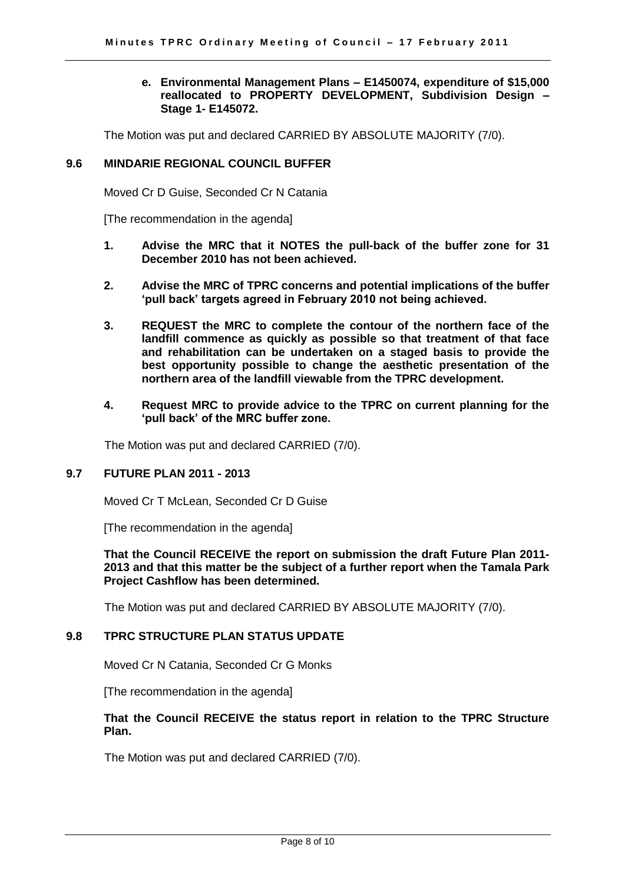**e. Environmental Management Plans – E1450074, expenditure of $15,000 reallocated to PROPERTY DEVELOPMENT, Subdivision Design – Stage 1- E145072.**

The Motion was put and declared CARRIED BY ABSOLUTE MAJORITY (7/0).

### 9.6 MINDARIE REGIONAL COUNCIL BUFFER

Moved Cr D Guise, Seconded Cr N Catania

[The recommendation in the agenda]

1. **Advise the MRC that it NOTES the pull-back of the buffer zone for 31 December 2010 has not been achieved.**
2. **Advise the MRC of TPRC concerns and potential implications of the buffer 'pull back' targets agreed in February 2010 not being achieved.**
3. **REQUEST the MRC to complete the contour of the northern face of the landfill commence as quickly as possible so that treatment of that face and rehabilitation can be undertaken on a staged basis to provide the best opportunity possible to change the aesthetic presentation of the northern area of the landfill viewable from the TPRC development.**
4. **Request MRC to provide advice to the TPRC on current planning for the 'pull back' of the MRC buffer zone.**

The Motion was put and declared CARRIED (7/0).

### 9.7 FUTURE PLAN 2011 - 2013

Moved Cr T McLean, Seconded Cr D Guise

[The recommendation in the agenda]

**That the Council RECEIVE the report on submission the draft Future Plan 2011-2013 and that this matter be the subject of a further report when the Tamala Park Project Cashflow has been determined.**

The Motion was put and declared CARRIED BY ABSOLUTE MAJORITY (7/0).

### 9.8 TPRC STRUCTURE PLAN STATUS UPDATE

Moved Cr N Catania, Seconded Cr G Monks

[The recommendation in the agenda]

**That the Council RECEIVE the status report in relation to the TPRC Structure Plan.**

The Motion was put and declared CARRIED (7/0).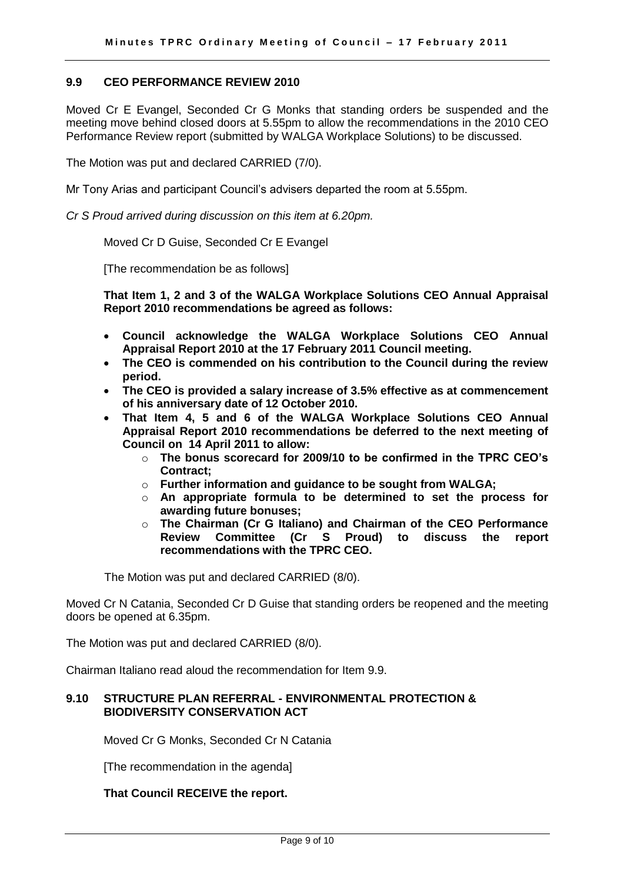### 9.9 CEO PERFORMANCE REVIEW 2010

Moved Cr E Evangel, Seconded Cr G Monks that standing orders be suspended and the meeting move behind closed doors at 5.55pm to allow the recommendations in the 2010 CEO Performance Review report (submitted by WALGA Workplace Solutions) to be discussed.

The Motion was put and declared CARRIED (7/0).

Mr Tony Arias and participant Council's advisers departed the room at 5.55pm.

*Cr S Proud arrived during discussion on this item at 6.20pm.*

Moved Cr D Guise, Seconded Cr E Evangel

[The recommendation be as follows]

**That Item 1, 2 and 3 of the WALGA Workplace Solutions CEO Annual Appraisal Report 2010 recommendations be agreed as follows:**

- **Council acknowledge the WALGA Workplace Solutions CEO Annual Appraisal Report 2010 at the 17 February 2011 Council meeting.**
- **The CEO is commended on his contribution to the Council during the review period.**
- **The CEO is provided a salary increase of 3.5% effective as at commencement of his anniversary date of 12 October 2010.**
- **That Item 4, 5 and 6 of the WALGA Workplace Solutions CEO Annual Appraisal Report 2010 recommendations be deferred to the next meeting of Council on 14 April 2011 to allow:**
  - **The bonus scorecard for 2009/10 to be confirmed in the TPRC CEO's Contract;**
  - **Further information and guidance to be sought from WALGA;**
  - **An appropriate formula to be determined to set the process for awarding future bonuses;**
  - **The Chairman (Cr G Italiano) and Chairman of the CEO Performance Review Committee (Cr S Proud) to discuss the report recommendations with the TPRC CEO.**

The Motion was put and declared CARRIED (8/0).

Moved Cr N Catania, Seconded Cr D Guise that standing orders be reopened and the meeting doors be opened at 6.35pm.

The Motion was put and declared CARRIED (8/0).

Chairman Italiano read aloud the recommendation for Item 9.9.

### 9.10 STRUCTURE PLAN REFERRAL - ENVIRONMENTAL PROTECTION & BIODIVERSITY CONSERVATION ACT

Moved Cr G Monks, Seconded Cr N Catania

[The recommendation in the agenda]

**That Council RECEIVE the report.**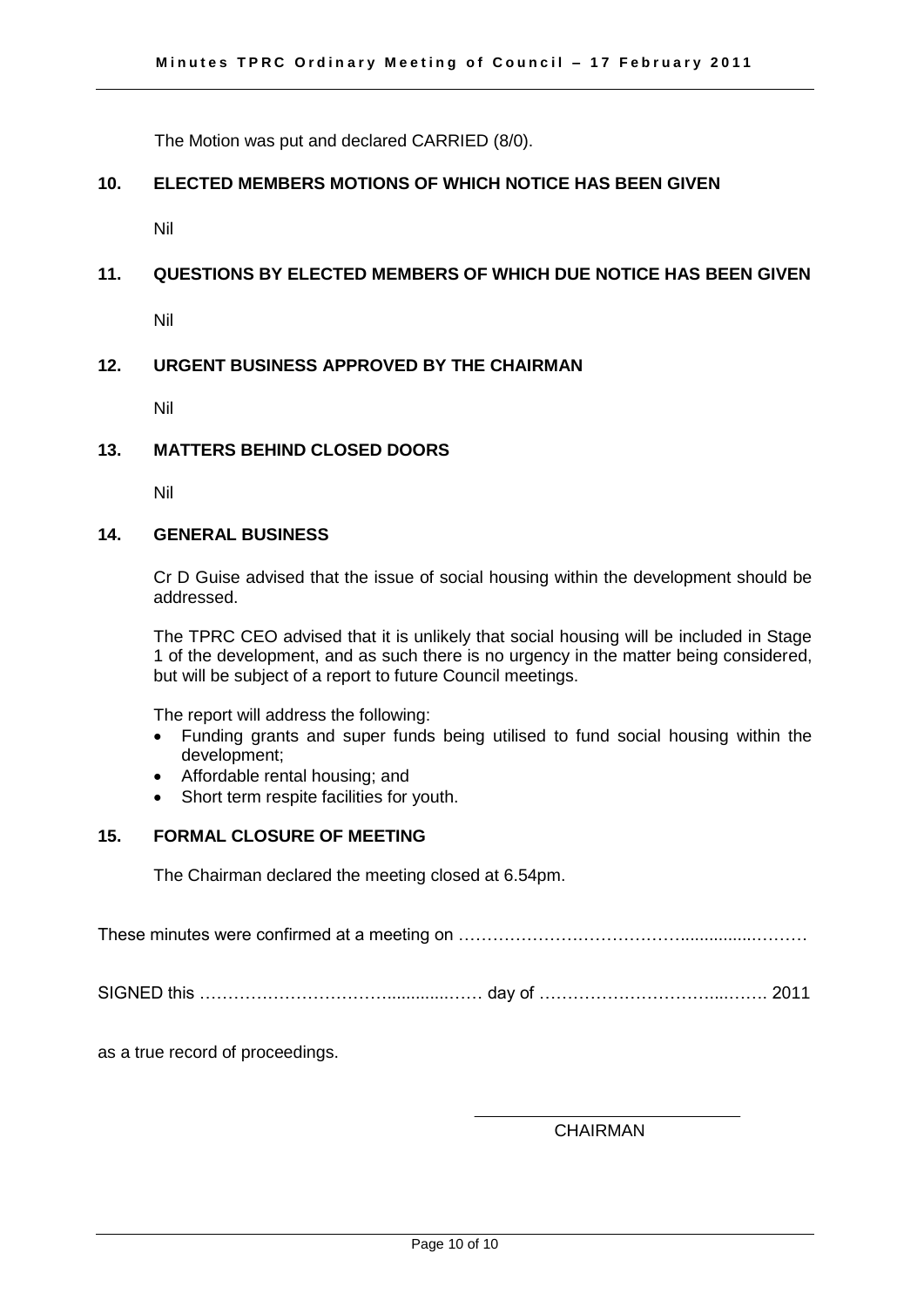The Motion was put and declared CARRIED (8/0).

## 10. ELECTED MEMBERS MOTIONS OF WHICH NOTICE HAS BEEN GIVEN

Nil

## 11. QUESTIONS BY ELECTED MEMBERS OF WHICH DUE NOTICE HAS BEEN GIVEN

Nil

## 12. URGENT BUSINESS APPROVED BY THE CHAIRMAN

Nil

## 13. MATTERS BEHIND CLOSED DOORS

Nil

## 14. GENERAL BUSINESS

Cr D Guise advised that the issue of social housing within the development should be addressed.

The TPRC CEO advised that it is unlikely that social housing will be included in Stage 1 of the development, and as such there is no urgency in the matter being considered, but will be subject of a report to future Council meetings.

The report will address the following:

- Funding grants and super funds being utilised to fund social housing within the development;
- Affordable rental housing; and
- Short term respite facilities for youth.

## 15. FORMAL CLOSURE OF MEETING

The Chairman declared the meeting closed at 6.54pm.

These minutes were confirmed at a meeting on ……………………………………..............………

SIGNED this …………………………….............…… day of …………………………...……. 2011

as a true record of proceedings.

CHAIRMAN